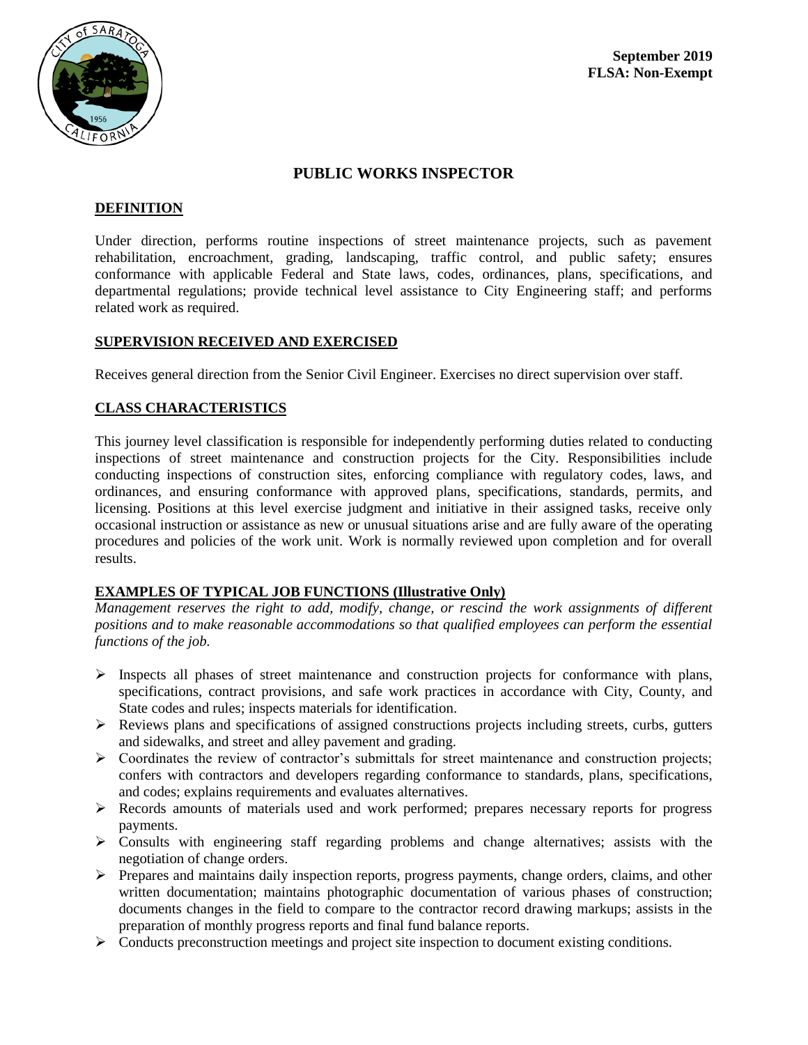September 2019
**FLSA: Non-Exempt**

# PUBLIC WORKS INSPECTOR

## DEFINITION

Under direction, performs routine inspections of street maintenance projects, such as pavement rehabilitation, encroachment, grading, landscaping, traffic control, and public safety; ensures conformance with applicable Federal and State laws, codes, ordinances, plans, specifications, and departmental regulations; provide technical level assistance to City Engineering staff; and performs related work as required.

## SUPERVISION RECEIVED AND EXERCISED

Receives general direction from the Senior Civil Engineer. Exercises no direct supervision over staff.

## CLASS CHARACTERISTICS

This journey level classification is responsible for independently performing duties related to conducting inspections of street maintenance and construction projects for the City. Responsibilities include conducting inspections of construction sites, enforcing compliance with regulatory codes, laws, and ordinances, and ensuring conformance with approved plans, specifications, standards, permits, and licensing. Positions at this level exercise judgment and initiative in their assigned tasks, receive only occasional instruction or assistance as new or unusual situations arise and are fully aware of the operating procedures and policies of the work unit. Work is normally reviewed upon completion and for overall results.

## EXAMPLES OF TYPICAL JOB FUNCTIONS (Illustrative Only)

*Management reserves the right to add, modify, change, or rescind the work assignments of different positions and to make reasonable accommodations so that qualified employees can perform the essential functions of the job.*

- Inspects all phases of street maintenance and construction projects for conformance with plans, specifications, contract provisions, and safe work practices in accordance with City, County, and State codes and rules; inspects materials for identification.
- Reviews plans and specifications of assigned constructions projects including streets, curbs, gutters and sidewalks, and street and alley pavement and grading.
- Coordinates the review of contractor's submittals for street maintenance and construction projects; confers with contractors and developers regarding conformance to standards, plans, specifications, and codes; explains requirements and evaluates alternatives.
- Records amounts of materials used and work performed; prepares necessary reports for progress payments.
- Consults with engineering staff regarding problems and change alternatives; assists with the negotiation of change orders.
- Prepares and maintains daily inspection reports, progress payments, change orders, claims, and other written documentation; maintains photographic documentation of various phases of construction; documents changes in the field to compare to the contractor record drawing markups; assists in the preparation of monthly progress reports and final fund balance reports.
- Conducts preconstruction meetings and project site inspection to document existing conditions.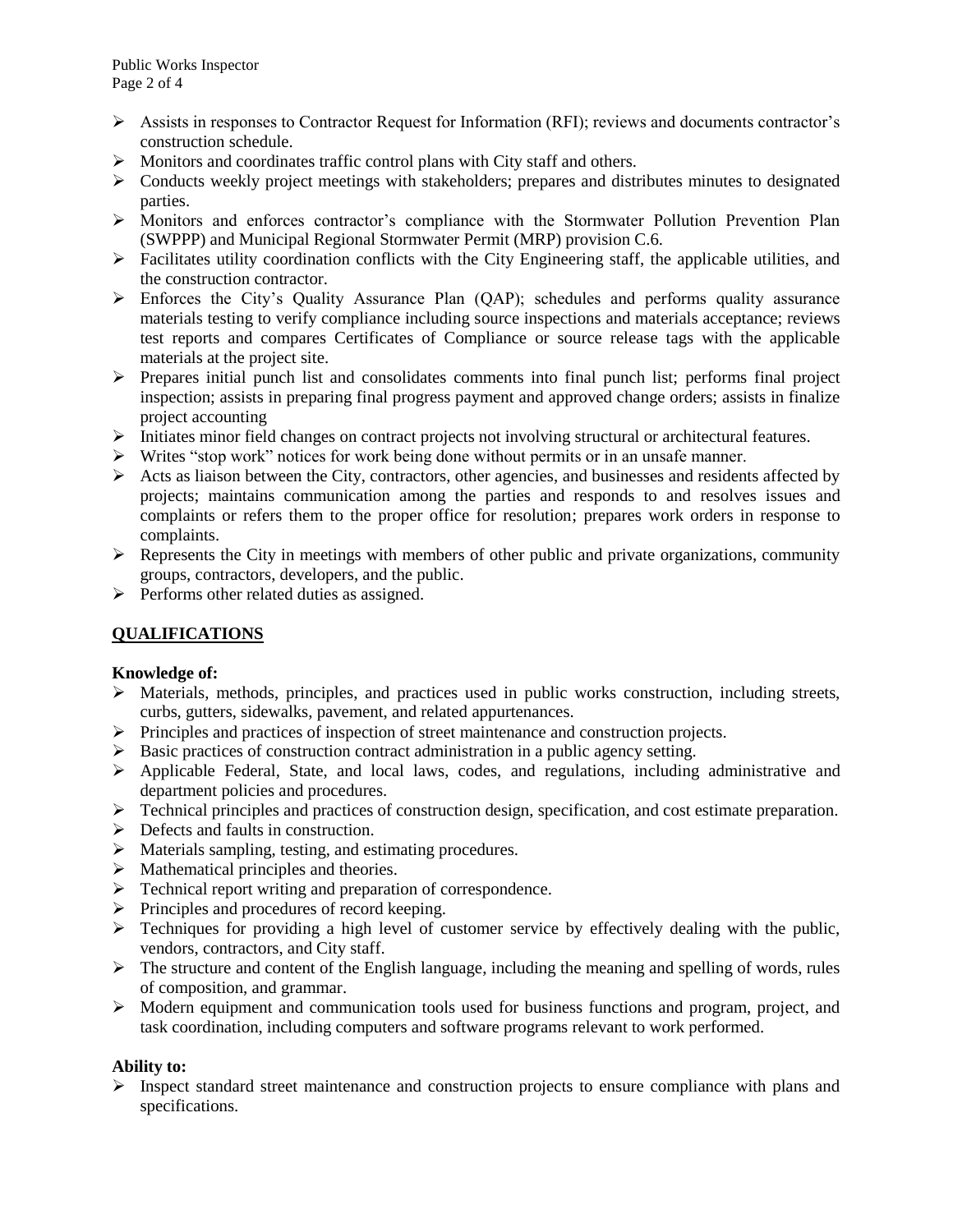- Assists in responses to Contractor Request for Information (RFI); reviews and documents contractor's construction schedule.
- Monitors and coordinates traffic control plans with City staff and others.
- Conducts weekly project meetings with stakeholders; prepares and distributes minutes to designated parties.
- Monitors and enforces contractor's compliance with the Stormwater Pollution Prevention Plan (SWPPP) and Municipal Regional Stormwater Permit (MRP) provision C.6.
- Facilitates utility coordination conflicts with the City Engineering staff, the applicable utilities, and the construction contractor.
- Enforces the City's Quality Assurance Plan (QAP); schedules and performs quality assurance materials testing to verify compliance including source inspections and materials acceptance; reviews test reports and compares Certificates of Compliance or source release tags with the applicable materials at the project site.
- Prepares initial punch list and consolidates comments into final punch list; performs final project inspection; assists in preparing final progress payment and approved change orders; assists in finalize project accounting
- Initiates minor field changes on contract projects not involving structural or architectural features.
- Writes "stop work" notices for work being done without permits or in an unsafe manner.
- Acts as liaison between the City, contractors, other agencies, and businesses and residents affected by projects; maintains communication among the parties and responds to and resolves issues and complaints or refers them to the proper office for resolution; prepares work orders in response to complaints.
- Represents the City in meetings with members of other public and private organizations, community groups, contractors, developers, and the public.
- Performs other related duties as assigned.

## QUALIFICATIONS

**Knowledge of:**

- Materials, methods, principles, and practices used in public works construction, including streets, curbs, gutters, sidewalks, pavement, and related appurtenances.
- Principles and practices of inspection of street maintenance and construction projects.
- Basic practices of construction contract administration in a public agency setting.
- Applicable Federal, State, and local laws, codes, and regulations, including administrative and department policies and procedures.
- Technical principles and practices of construction design, specification, and cost estimate preparation.
- Defects and faults in construction.
- Materials sampling, testing, and estimating procedures.
- Mathematical principles and theories.
- Technical report writing and preparation of correspondence.
- Principles and procedures of record keeping.
- Techniques for providing a high level of customer service by effectively dealing with the public, vendors, contractors, and City staff.
- The structure and content of the English language, including the meaning and spelling of words, rules of composition, and grammar.
- Modern equipment and communication tools used for business functions and program, project, and task coordination, including computers and software programs relevant to work performed.

**Ability to:**

- Inspect standard street maintenance and construction projects to ensure compliance with plans and specifications.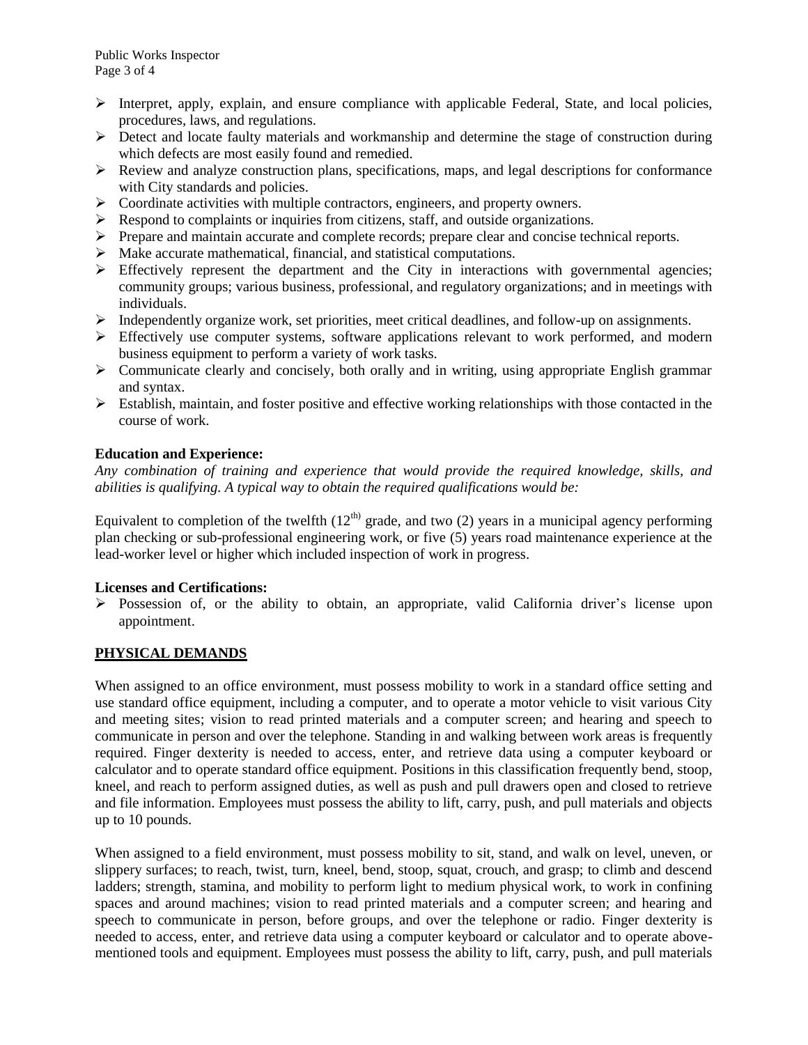- Interpret, apply, explain, and ensure compliance with applicable Federal, State, and local policies, procedures, laws, and regulations.
- Detect and locate faulty materials and workmanship and determine the stage of construction during which defects are most easily found and remedied.
- Review and analyze construction plans, specifications, maps, and legal descriptions for conformance with City standards and policies.
- Coordinate activities with multiple contractors, engineers, and property owners.
- Respond to complaints or inquiries from citizens, staff, and outside organizations.
- Prepare and maintain accurate and complete records; prepare clear and concise technical reports.
- Make accurate mathematical, financial, and statistical computations.
- Effectively represent the department and the City in interactions with governmental agencies; community groups; various business, professional, and regulatory organizations; and in meetings with individuals.
- Independently organize work, set priorities, meet critical deadlines, and follow-up on assignments.
- Effectively use computer systems, software applications relevant to work performed, and modern business equipment to perform a variety of work tasks.
- Communicate clearly and concisely, both orally and in writing, using appropriate English grammar and syntax.
- Establish, maintain, and foster positive and effective working relationships with those contacted in the course of work.

**Education and Experience:**

*Any combination of training and experience that would provide the required knowledge, skills, and abilities is qualifying. A typical way to obtain the required qualifications would be:*

Equivalent to completion of the twelfth (12th) grade, and two (2) years in a municipal agency performing plan checking or sub-professional engineering work, or five (5) years road maintenance experience at the lead-worker level or higher which included inspection of work in progress.

**Licenses and Certifications:**

- Possession of, or the ability to obtain, an appropriate, valid California driver's license upon appointment.

## PHYSICAL DEMANDS

When assigned to an office environment, must possess mobility to work in a standard office setting and use standard office equipment, including a computer, and to operate a motor vehicle to visit various City and meeting sites; vision to read printed materials and a computer screen; and hearing and speech to communicate in person and over the telephone. Standing in and walking between work areas is frequently required. Finger dexterity is needed to access, enter, and retrieve data using a computer keyboard or calculator and to operate standard office equipment. Positions in this classification frequently bend, stoop, kneel, and reach to perform assigned duties, as well as push and pull drawers open and closed to retrieve and file information. Employees must possess the ability to lift, carry, push, and pull materials and objects up to 10 pounds.

When assigned to a field environment, must possess mobility to sit, stand, and walk on level, uneven, or slippery surfaces; to reach, twist, turn, kneel, bend, stoop, squat, crouch, and grasp; to climb and descend ladders; strength, stamina, and mobility to perform light to medium physical work, to work in confining spaces and around machines; vision to read printed materials and a computer screen; and hearing and speech to communicate in person, before groups, and over the telephone or radio. Finger dexterity is needed to access, enter, and retrieve data using a computer keyboard or calculator and to operate above-mentioned tools and equipment. Employees must possess the ability to lift, carry, push, and pull materials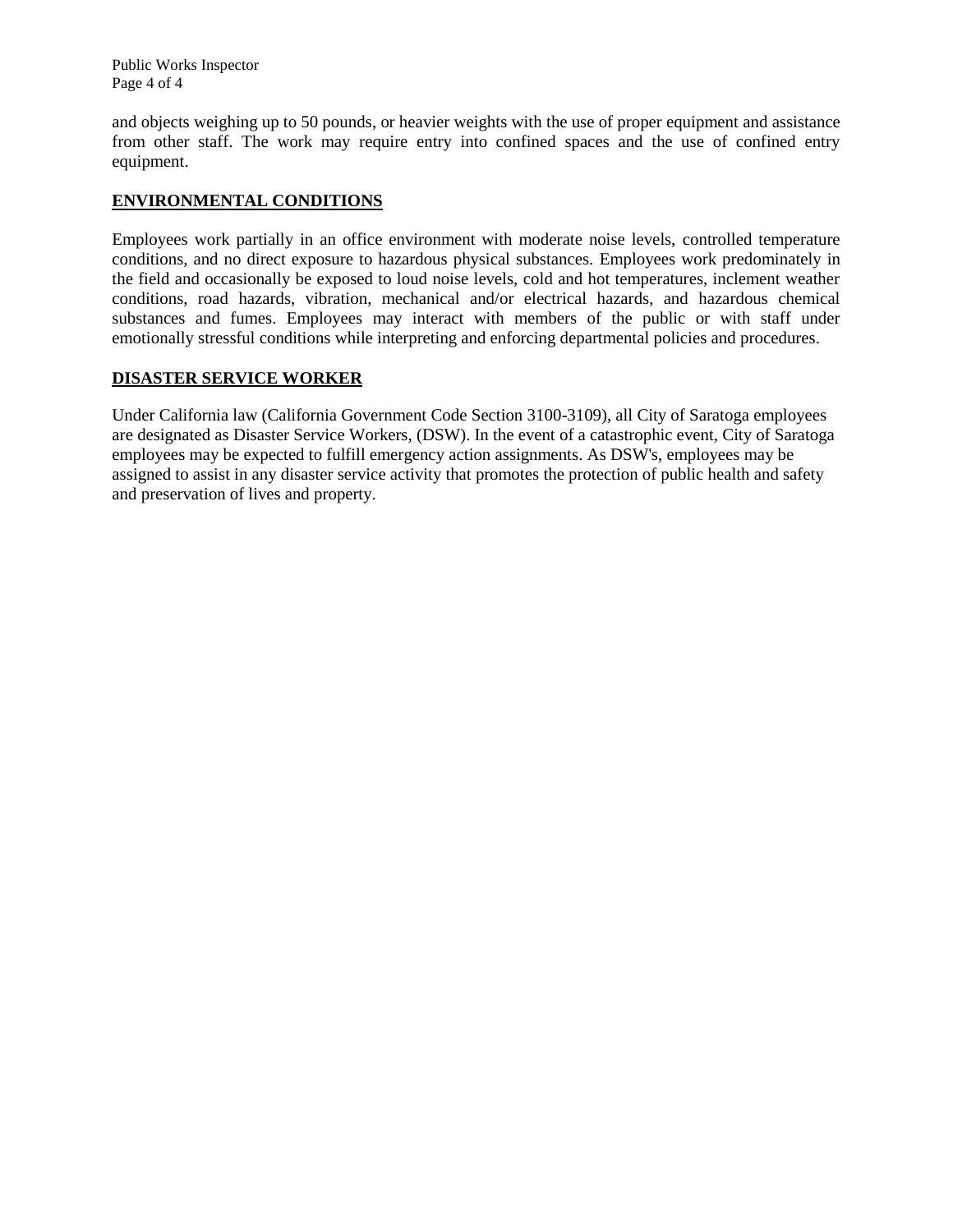and objects weighing up to 50 pounds, or heavier weights with the use of proper equipment and assistance from other staff. The work may require entry into confined spaces and the use of confined entry equipment.

## ENVIRONMENTAL CONDITIONS

Employees work partially in an office environment with moderate noise levels, controlled temperature conditions, and no direct exposure to hazardous physical substances. Employees work predominately in the field and occasionally be exposed to loud noise levels, cold and hot temperatures, inclement weather conditions, road hazards, vibration, mechanical and/or electrical hazards, and hazardous chemical substances and fumes. Employees may interact with members of the public or with staff under emotionally stressful conditions while interpreting and enforcing departmental policies and procedures.

## DISASTER SERVICE WORKER

Under California law (California Government Code Section 3100-3109), all City of Saratoga employees are designated as Disaster Service Workers, (DSW). In the event of a catastrophic event, City of Saratoga employees may be expected to fulfill emergency action assignments. As DSW's, employees may be assigned to assist in any disaster service activity that promotes the protection of public health and safety and preservation of lives and property.